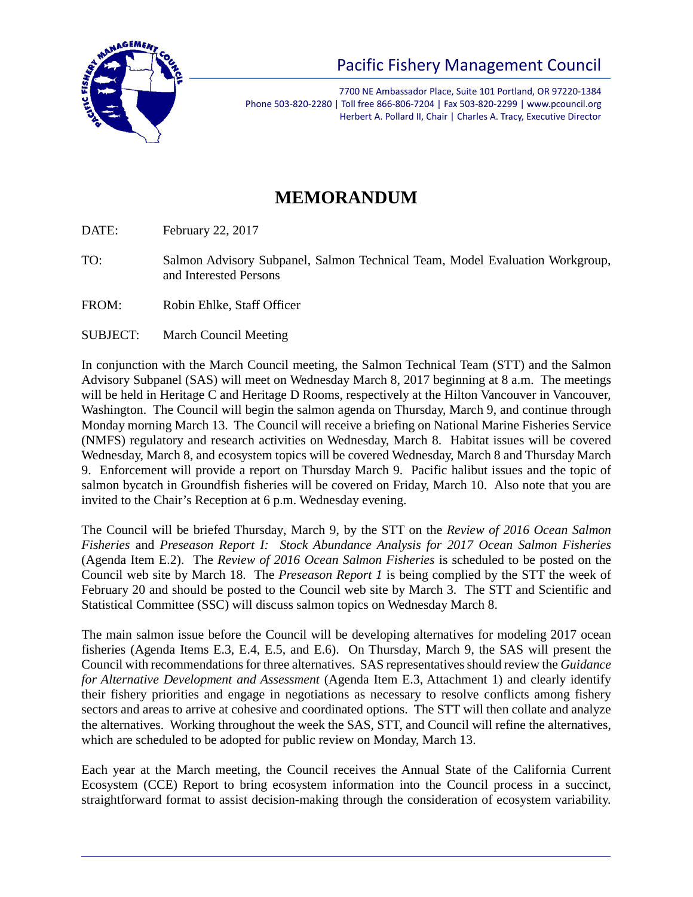# Pacific Fishery Management Council

7700 NE Ambassador Place, Suite 101 Portland, OR 97220-1384
Phone 503-820-2280 | Toll free 866-806-7204 | Fax 503-820-2299 | www.pcouncil.org
Herbert A. Pollard II, Chair | Charles A. Tracy, Executive Director

# MEMORANDUM

DATE: February 22, 2017

TO: Salmon Advisory Subpanel, Salmon Technical Team, Model Evaluation Workgroup, and Interested Persons

FROM: Robin Ehlke, Staff Officer

SUBJECT: March Council Meeting

In conjunction with the March Council meeting, the Salmon Technical Team (STT) and the Salmon Advisory Subpanel (SAS) will meet on Wednesday March 8, 2017 beginning at 8 a.m. The meetings will be held in Heritage C and Heritage D Rooms, respectively at the Hilton Vancouver in Vancouver, Washington. The Council will begin the salmon agenda on Thursday, March 9, and continue through Monday morning March 13. The Council will receive a briefing on National Marine Fisheries Service (NMFS) regulatory and research activities on Wednesday, March 8. Habitat issues will be covered Wednesday, March 8, and ecosystem topics will be covered Wednesday, March 8 and Thursday March 9. Enforcement will provide a report on Thursday March 9. Pacific halibut issues and the topic of salmon bycatch in Groundfish fisheries will be covered on Friday, March 10. Also note that you are invited to the Chair's Reception at 6 p.m. Wednesday evening.

The Council will be briefed Thursday, March 9, by the STT on the *Review of 2016 Ocean Salmon Fisheries* and *Preseason Report I: Stock Abundance Analysis for 2017 Ocean Salmon Fisheries* (Agenda Item E.2). The *Review of 2016 Ocean Salmon Fisheries* is scheduled to be posted on the Council web site by March 18. The *Preseason Report 1* is being complied by the STT the week of February 20 and should be posted to the Council web site by March 3. The STT and Scientific and Statistical Committee (SSC) will discuss salmon topics on Wednesday March 8.

The main salmon issue before the Council will be developing alternatives for modeling 2017 ocean fisheries (Agenda Items E.3, E.4, E.5, and E.6). On Thursday, March 9, the SAS will present the Council with recommendations for three alternatives. SAS representatives should review the *Guidance for Alternative Development and Assessment* (Agenda Item E.3, Attachment 1) and clearly identify their fishery priorities and engage in negotiations as necessary to resolve conflicts among fishery sectors and areas to arrive at cohesive and coordinated options. The STT will then collate and analyze the alternatives. Working throughout the week the SAS, STT, and Council will refine the alternatives, which are scheduled to be adopted for public review on Monday, March 13.

Each year at the March meeting, the Council receives the Annual State of the California Current Ecosystem (CCE) Report to bring ecosystem information into the Council process in a succinct, straightforward format to assist decision-making through the consideration of ecosystem variability.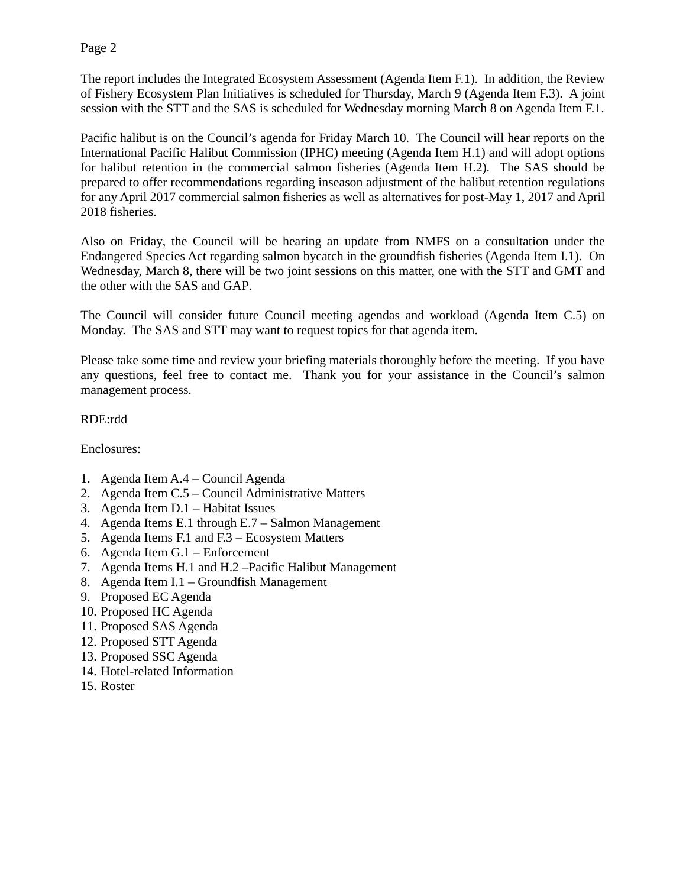The report includes the Integrated Ecosystem Assessment (Agenda Item F.1). In addition, the Review of Fishery Ecosystem Plan Initiatives is scheduled for Thursday, March 9 (Agenda Item F.3). A joint session with the STT and the SAS is scheduled for Wednesday morning March 8 on Agenda Item F.1.

Pacific halibut is on the Council's agenda for Friday March 10. The Council will hear reports on the International Pacific Halibut Commission (IPHC) meeting (Agenda Item H.1) and will adopt options for halibut retention in the commercial salmon fisheries (Agenda Item H.2). The SAS should be prepared to offer recommendations regarding inseason adjustment of the halibut retention regulations for any April 2017 commercial salmon fisheries as well as alternatives for post-May 1, 2017 and April 2018 fisheries.

Also on Friday, the Council will be hearing an update from NMFS on a consultation under the Endangered Species Act regarding salmon bycatch in the groundfish fisheries (Agenda Item I.1). On Wednesday, March 8, there will be two joint sessions on this matter, one with the STT and GMT and the other with the SAS and GAP.

The Council will consider future Council meeting agendas and workload (Agenda Item C.5) on Monday. The SAS and STT may want to request topics for that agenda item.

Please take some time and review your briefing materials thoroughly before the meeting. If you have any questions, feel free to contact me. Thank you for your assistance in the Council's salmon management process.

RDE:rdd

Enclosures:

1. Agenda Item A.4 – Council Agenda
2. Agenda Item C.5 – Council Administrative Matters
3. Agenda Item D.1 – Habitat Issues
4. Agenda Items E.1 through E.7 – Salmon Management
5. Agenda Items F.1 and F.3 – Ecosystem Matters
6. Agenda Item G.1 – Enforcement
7. Agenda Items H.1 and H.2 –Pacific Halibut Management
8. Agenda Item I.1 – Groundfish Management
9. Proposed EC Agenda
10. Proposed HC Agenda
11. Proposed SAS Agenda
12. Proposed STT Agenda
13. Proposed SSC Agenda
14. Hotel-related Information
15. Roster